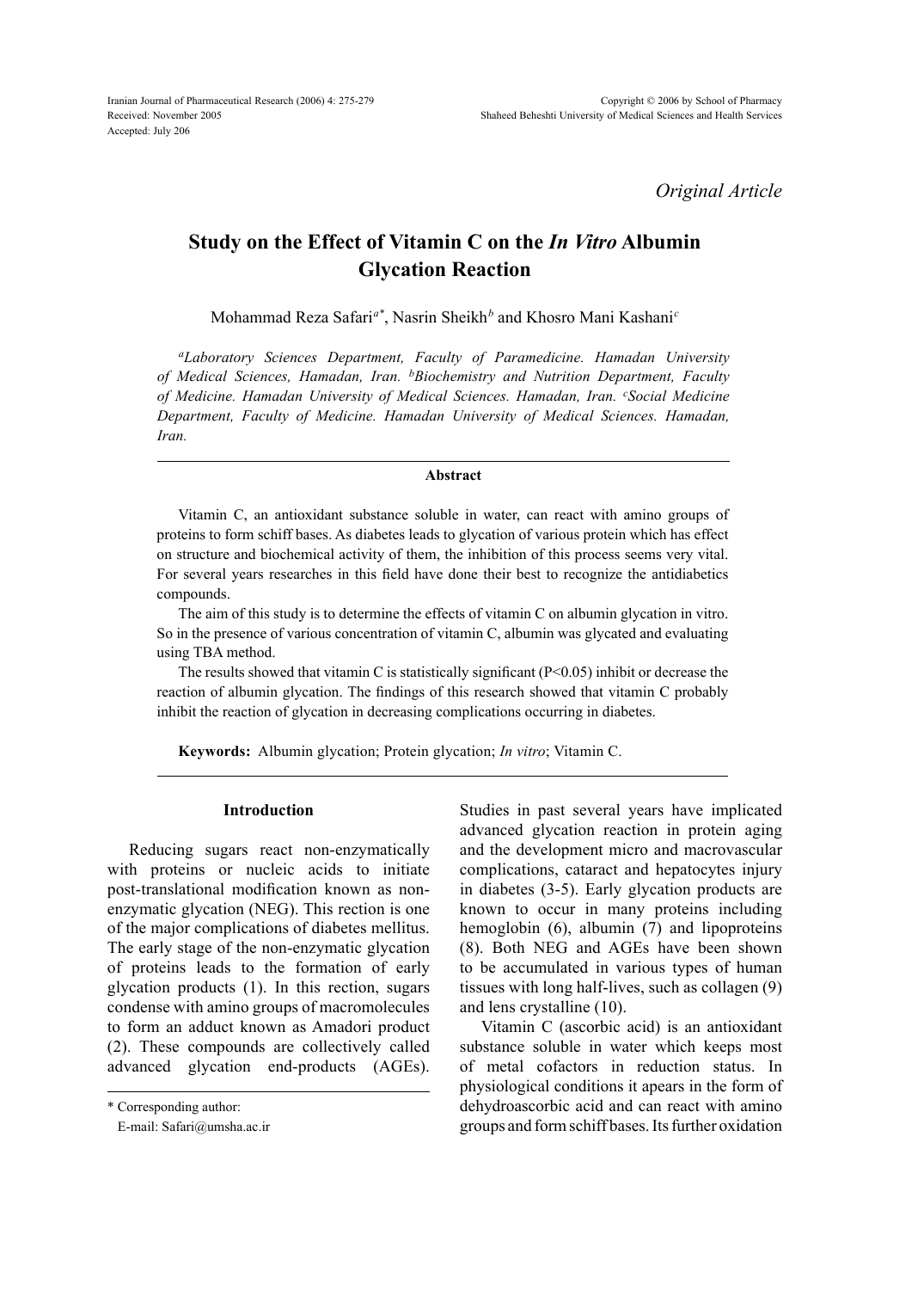*Original Article*

# Study on the Effect of Vitamin C on the *In Vitro* Albumin Glycation Reaction

Mohammad Reza Safari[a*], Nasrin Sheikh[b] and Khosro Mani Kashani[c]

*[a]Laboratory Sciences Department, Faculty of Paramedicine. Hamadan University of Medical Sciences, Hamadan, Iran. [b]Biochemistry and Nutrition Department, Faculty of Medicine. Hamadan University of Medical Sciences. Hamadan, Iran. [c]Social Medicine Department, Faculty of Medicine. Hamadan University of Medical Sciences. Hamadan, Iran.*

## Abstract

Vitamin C, an antioxidant substance soluble in water, can react with amino groups of proteins to form schiff bases. As diabetes leads to glycation of various protein which has effect on structure and biochemical activity of them, the inhibition of this process seems very vital. For several years researches in this field have done their best to recognize the antidiabetics compounds.

The aim of this study is to determine the effects of vitamin C on albumin glycation in vitro. So in the presence of various concentration of vitamin C, albumin was glycated and evaluating using TBA method.

The results showed that vitamin C is statistically significant ($P<0.05$) inhibit or decrease the reaction of albumin glycation. The findings of this research showed that vitamin C probably inhibit the reaction of glycation in decreasing complications occurring in diabetes.

**Keywords:** Albumin glycation; Protein glycation; *In vitro*; Vitamin C.

## Introduction

Reducing sugars react non-enzymatically with proteins or nucleic acids to initiate post-translational modification known as non-enzymatic glycation (NEG). This rection is one of the major complications of diabetes mellitus. The early stage of the non-enzymatic glycation of proteins leads to the formation of early glycation products (1). In this rection, sugars condense with amino groups of macromolecules to form an adduct known as Amadori product (2). These compounds are collectively called advanced glycation end-products (AGEs). Studies in past several years have implicated advanced glycation reaction in protein aging and the development micro and macrovascular complications, cataract and hepatocytes injury in diabetes (3-5). Early glycation products are known to occur in many proteins including hemoglobin (6), albumin (7) and lipoproteins (8). Both NEG and AGEs have been shown to be accumulated in various types of human tissues with long half-lives, such as collagen (9) and lens crystalline (10).

Vitamin C (ascorbic acid) is an antioxidant substance soluble in water which keeps most of metal cofactors in reduction status. In physiological conditions it apears in the form of dehydroascorbic acid and can react with amino groups and form schiff bases. Its further oxidation

\* Corresponding author:
E-mail: Safari@umsha.ac.ir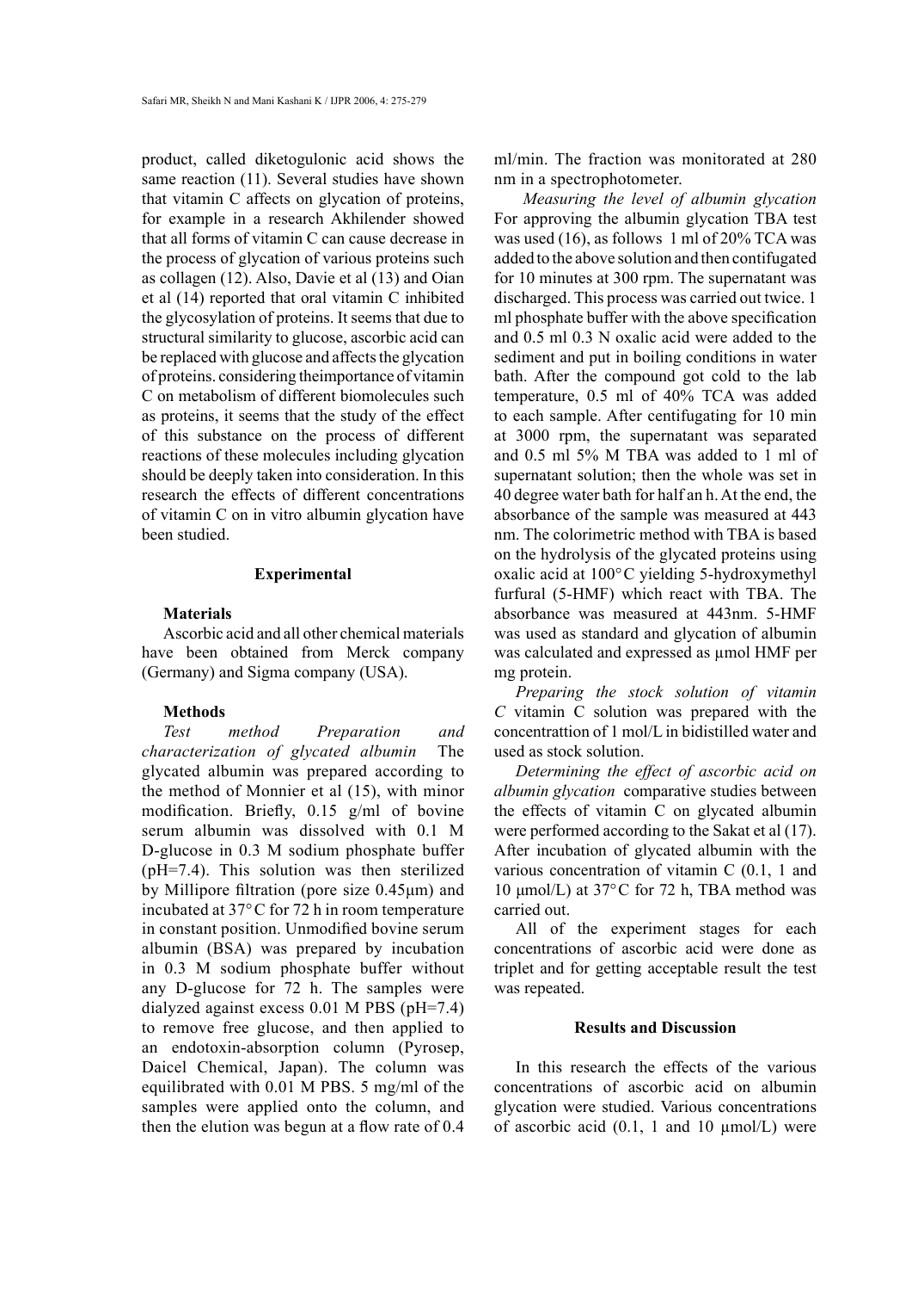product, called diketogulonic acid shows the same reaction (11). Several studies have shown that vitamin C affects on glycation of proteins, for example in a research Akhilender showed that all forms of vitamin C can cause decrease in the process of glycation of various proteins such as collagen (12). Also, Davie et al (13) and Oian et al (14) reported that oral vitamin C inhibited the glycosylation of proteins. It seems that due to structural similarity to glucose, ascorbic acid can be replaced with glucose and affects the glycation of proteins. considering theimportance of vitamin C on metabolism of different biomolecules such as proteins, it seems that the study of the effect of this substance on the process of different reactions of these molecules including glycation should be deeply taken into consideration. In this research the effects of different concentrations of vitamin C on in vitro albumin glycation have been studied.

## Experimental

### Materials

Ascorbic acid and all other chemical materials have been obtained from Merck company (Germany) and Sigma company (USA).

### Methods

*Test method Preparation and characterization of glycated albumin* The glycated albumin was prepared according to the method of Monnier et al (15), with minor modification. Briefly, 0.15 g/ml of bovine serum albumin was dissolved with 0.1 M D-glucose in 0.3 M sodium phosphate buffer (pH=7.4). This solution was then sterilized by Millipore filtration (pore size 0.45µm) and incubated at 37°C for 72 h in room temperature in constant position. Unmodified bovine serum albumin (BSA) was prepared by incubation in 0.3 M sodium phosphate buffer without any D-glucose for 72 h. The samples were dialyzed against excess 0.01 M PBS (pH=7.4) to remove free glucose, and then applied to an endotoxin-absorption column (Pyrosep, Daicel Chemical, Japan). The column was equilibrated with 0.01 M PBS. 5 mg/ml of the samples were applied onto the column, and then the elution was begun at a flow rate of 0.4 ml/min. The fraction was monitorated at 280 nm in a spectrophotometer.

*Measuring the level of albumin glycation* For approving the albumin glycation TBA test was used (16), as follows 1 ml of 20% TCA was added to the above solution and then contifugated for 10 minutes at 300 rpm. The supernatant was discharged. This process was carried out twice. 1 ml phosphate buffer with the above specification and 0.5 ml 0.3 N oxalic acid were added to the sediment and put in boiling conditions in water bath. After the compound got cold to the lab temperature, 0.5 ml of 40% TCA was added to each sample. After centifugating for 10 min at 3000 rpm, the supernatant was separated and 0.5 ml 5% M TBA was added to 1 ml of supernatant solution; then the whole was set in 40 degree water bath for half an h. At the end, the absorbance of the sample was measured at 443 nm. The colorimetric method with TBA is based on the hydrolysis of the glycated proteins using oxalic acid at 100°C yielding 5-hydroxymethyl furfural (5-HMF) which react with TBA. The absorbance was measured at 443nm. 5-HMF was used as standard and glycation of albumin was calculated and expressed as µmol HMF per mg protein.

*Preparing the stock solution of vitamin C* vitamin C solution was prepared with the concentrattion of 1 mol/L in bidistilled water and used as stock solution.

*Determining the effect of ascorbic acid on albumin glycation* comparative studies between the effects of vitamin C on glycated albumin were performed according to the Sakat et al (17). After incubation of glycated albumin with the various concentration of vitamin C (0.1, 1 and 10 µmol/L) at 37°C for 72 h, TBA method was carried out.

All of the experiment stages for each concentrations of ascorbic acid were done as triplet and for getting acceptable result the test was repeated.

## Results and Discussion

In this research the effects of the various concentrations of ascorbic acid on albumin glycation were studied. Various concentrations of ascorbic acid (0.1, 1 and 10 µmol/L) were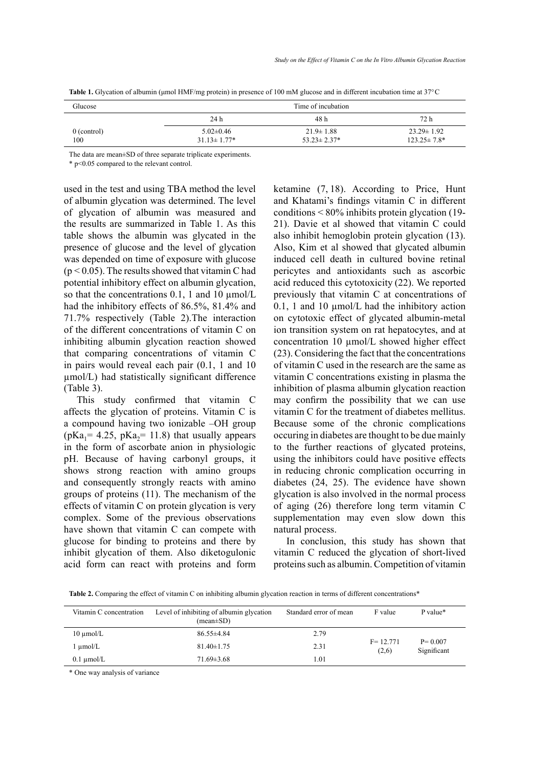**Table 1.** Glycation of albumin (μmol HMF/mg protein) in presence of 100 mM glucose and in different incubation time at 37°C

| Glucose | Time of incubation | | |
|---|---|---|---|
| | 24 h | 48 h | 72 h |
| 0 (control) | 5.02±0.46 | 21.9± 1.88 | 23.29± 1.92 |
| 100 | 31.13± 1.77* | 53.23± 2.37* | 123.25± 7.8* |

The data are mean±SD of three separate triplicate experiments.

* p<0.05 compared to the relevant control.

used in the test and using TBA method the level of albumin glycation was determined. The level of glycation of albumin was measured and the results are summarized in Table 1. As this table shows the albumin was glycated in the presence of glucose and the level of glycation was depended on time of exposure with glucose ($p < 0.05$). The results showed that vitamin C had potential inhibitory effect on albumin glycation, so that the concentrations 0.1, 1 and 10 μmol/L had the inhibitory effects of 86.5%, 81.4% and 71.7% respectively (Table 2).The interaction of the different concentrations of vitamin C on inhibiting albumin glycation reaction showed that comparing concentrations of vitamin C in pairs would reveal each pair (0.1, 1 and 10 μmol/L) had statistically significant difference (Table 3).

This study confirmed that vitamin C affects the glycation of proteins. Vitamin C is a compound having two ionizable –OH group ($pKa_1$= 4.25, $pKa_2$= 11.8) that usually appears in the form of ascorbate anion in physiologic pH. Because of having carbonyl groups, it shows strong reaction with amino groups and consequently strongly reacts with amino groups of proteins (11). The mechanism of the effects of vitamin C on protein glycation is very complex. Some of the previous observations have shown that vitamin C can compete with glucose for binding to proteins and there by inhibit glycation of them. Also diketogulonic acid form can react with proteins and form ketamine (7, 18). According to Price, Hunt and Khatami's findings vitamin C in different conditions < 80% inhibits protein glycation (19-21). Davie et al showed that vitamin C could also inhibit hemoglobin protein glycation (13). Also, Kim et al showed that glycated albumin induced cell death in cultured bovine retinal pericytes and antioxidants such as ascorbic acid reduced this cytotoxicity (22). We reported previously that vitamin C at concentrations of 0.1, 1 and 10 μmol/L had the inhibitory action on cytotoxic effect of glycated albumin-metal ion transition system on rat hepatocytes, and at concentration 10 μmol/L showed higher effect (23). Considering the fact that the concentrations of vitamin C used in the research are the same as vitamin C concentrations existing in plasma the inhibition of plasma albumin glycation reaction may confirm the possibility that we can use vitamin C for the treatment of diabetes mellitus. Because some of the chronic complications occuring in diabetes are thought to be due mainly to the further reactions of glycated proteins, using the inhibitors could have positive effects in reducing chronic complication occurring in diabetes (24, 25). The evidence have shown glycation is also involved in the normal process of aging (26) therefore long term vitamin C supplementation may even slow down this natural process.

In conclusion, this study has shown that vitamin C reduced the glycation of short-lived proteins such as albumin. Competition of vitamin

**Table 2.** Comparing the effect of vitamin C on inhibiting albumin glycation reaction in terms of different concentrations*

| Vitamin C concentration | Level of inhibiting of albumin glycation (mean±SD) | Standard error of mean | F value | P value* |
|---|---|---|---|---|
| 10 μmol/L | 86.55±4.84 | 2.79 | F= 12.771 (2,6) | P= 0.007 Significant |
| 1 μmol/L | 81.40±1.75 | 2.31 | | |
| 0.1 μmol/L | 71.69±3.68 | 1.01 | | |

* One way analysis of variance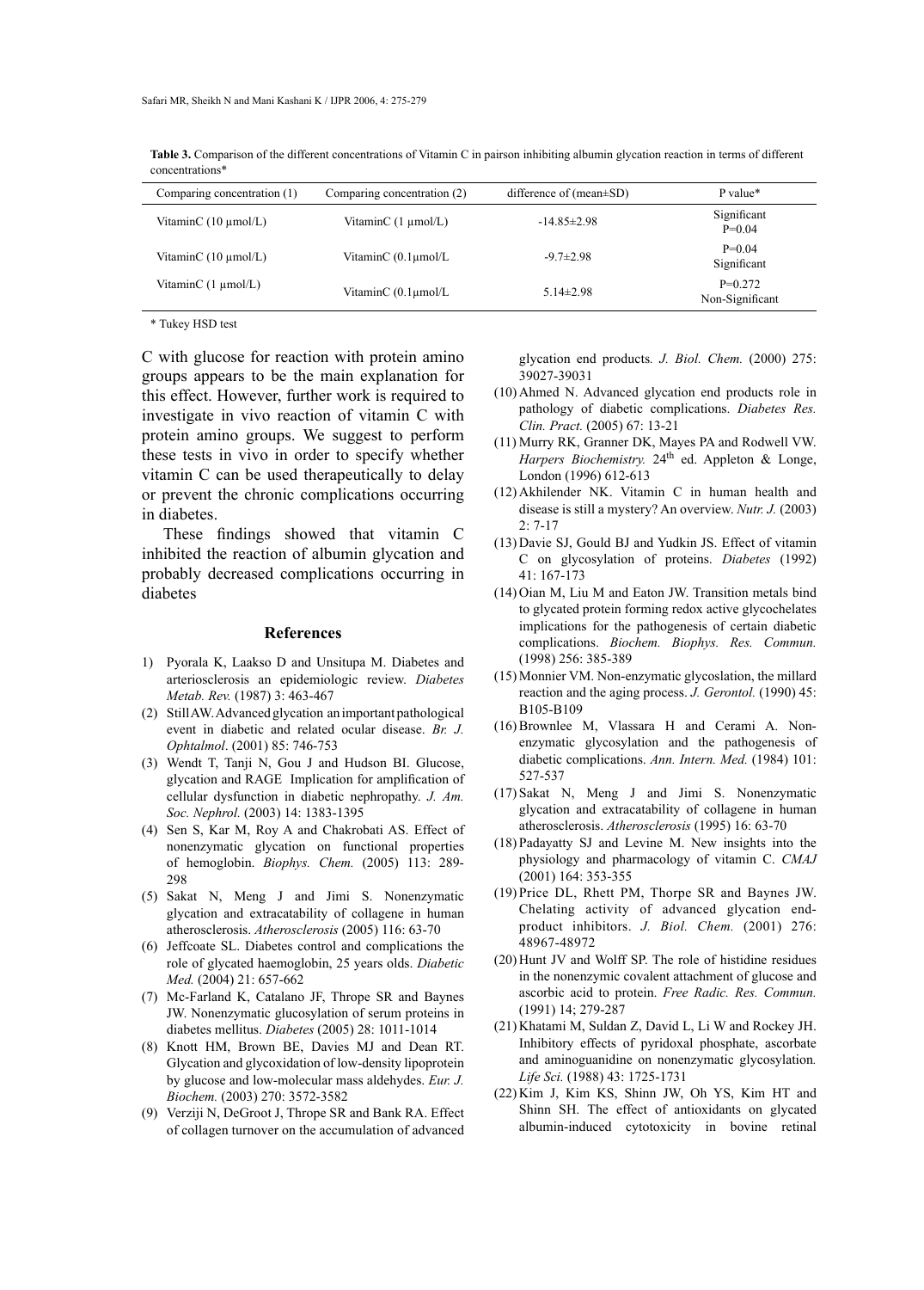**Table 3.** Comparison of the different concentrations of Vitamin C in pairson inhibiting albumin glycation reaction in terms of different concentrations*

| Comparing concentration (1) | Comparing concentration (2) | difference of (mean±SD) | P value* |
|---|---|---|---|
| VitaminC (10 µmol/L) | VitaminC (1 µmol/L) | -14.85±2.98 | Significant P=0.04 |
| VitaminC (10 µmol/L) | VitaminC (0.1µmol/L | -9.7±2.98 | P=0.04 Significant |
| VitaminC (1 µmol/L) | VitaminC (0.1µmol/L | 5.14±2.98 | P=0.272 Non-Significant |

\* Tukey HSD test

C with glucose for reaction with protein amino groups appears to be the main explanation for this effect. However, further work is required to investigate in vivo reaction of vitamin C with protein amino groups. We suggest to perform these tests in vivo in order to specify whether vitamin C can be used therapeutically to delay or prevent the chronic complications occurring in diabetes.

These findings showed that vitamin C inhibited the reaction of albumin glycation and probably decreased complications occurring in diabetes

## References

1) Pyorala K, Laakso D and Unsitupa M. Diabetes and arteriosclerosis an epidemiologic review. *Diabetes Metab. Rev.* (1987) 3: 463-467
(2) Still AW. Advanced glycation an important pathological event in diabetic and related ocular disease. *Br. J. Ophtalmol*. (2001) 85: 746-753
(3) Wendt T, Tanji N, Gou J and Hudson BI. Glucose, glycation and RAGE Implication for amplification of cellular dysfunction in diabetic nephropathy. *J. Am. Soc. Nephrol.* (2003) 14: 1383-1395
(4) Sen S, Kar M, Roy A and Chakrobati AS. Effect of nonenzymatic glycation on functional properties of hemoglobin. *Biophys. Chem.* (2005) 113: 289-298
(5) Sakat N, Meng J and Jimi S. Nonenzymatic glycation and extracatability of collagene in human atherosclerosis. *Atherosclerosis* (2005) 116: 63-70
(6) Jeffcoate SL. Diabetes control and complications the role of glycated haemoglobin, 25 years olds. *Diabetic Med.* (2004) 21: 657-662
(7) Mc-Farland K, Catalano JF, Thrope SR and Baynes JW. Nonenzymatic glucosylation of serum proteins in diabetes mellitus. *Diabetes* (2005) 28: 1011-1014
(8) Knott HM, Brown BE, Davies MJ and Dean RT. Glycation and glycoxidation of low-density lipoprotein by glucose and low-molecular mass aldehydes. *Eur. J. Biochem.* (2003) 270: 3572-3582
(9) Verziji N, DeGroot J, Thrope SR and Bank RA. Effect of collagen turnover on the accumulation of advanced glycation end products*. J. Biol. Chem.* (2000) 275: 39027-39031
(10) Ahmed N. Advanced glycation end products role in pathology of diabetic complications. *Diabetes Res. Clin. Pract.* (2005) 67: 13-21
(11) Murry RK, Granner DK, Mayes PA and Rodwell VW. *Harpers Biochemistry.* 24th ed. Appleton & Longe, London (1996) 612-613
(12) Akhilender NK. Vitamin C in human health and disease is still a mystery? An overview. *Nutr. J.* (2003) 2: 7-17
(13) Davie SJ, Gould BJ and Yudkin JS. Effect of vitamin C on glycosylation of proteins. *Diabetes* (1992) 41: 167-173
(14) Oian M, Liu M and Eaton JW. Transition metals bind to glycated protein forming redox active glycochelates implications for the pathogenesis of certain diabetic complications. *Biochem. Biophys. Res. Commun.* (1998) 256: 385-389
(15) Monnier VM. Non-enzymatic glycoslation, the millard reaction and the aging process. *J. Gerontol.* (1990) 45: B105-B109
(16) Brownlee M, Vlassara H and Cerami A. Non-enzymatic glycosylation and the pathogenesis of diabetic complications. *Ann. Intern. Med.* (1984) 101: 527-537
(17) Sakat N, Meng J and Jimi S. Nonenzymatic glycation and extracatability of collagene in human atherosclerosis. *Atherosclerosis* (1995) 16: 63-70
(18) Padayatty SJ and Levine M. New insights into the physiology and pharmacology of vitamin C. *CMAJ* (2001) 164: 353-355
(19) Price DL, Rhett PM, Thorpe SR and Baynes JW. Chelating activity of advanced glycation end-product inhibitors. *J. Biol. Chem.* (2001) 276: 48967-48972
(20) Hunt JV and Wolff SP. The role of histidine residues in the nonenzymic covalent attachment of glucose and ascorbic acid to protein. *Free Radic. Res. Commun.* (1991) 14; 279-287
(21) Khatami M, Suldan Z, David L, Li W and Rockey JH. Inhibitory effects of pyridoxal phosphate, ascorbate and aminoguanidine on nonenzymatic glycosylation*. Life Sci.* (1988) 43: 1725-1731
(22) Kim J, Kim KS, Shinn JW, Oh YS, Kim HT and Shinn SH. The effect of antioxidants on glycated albumin-induced cytotoxicity in bovine retinal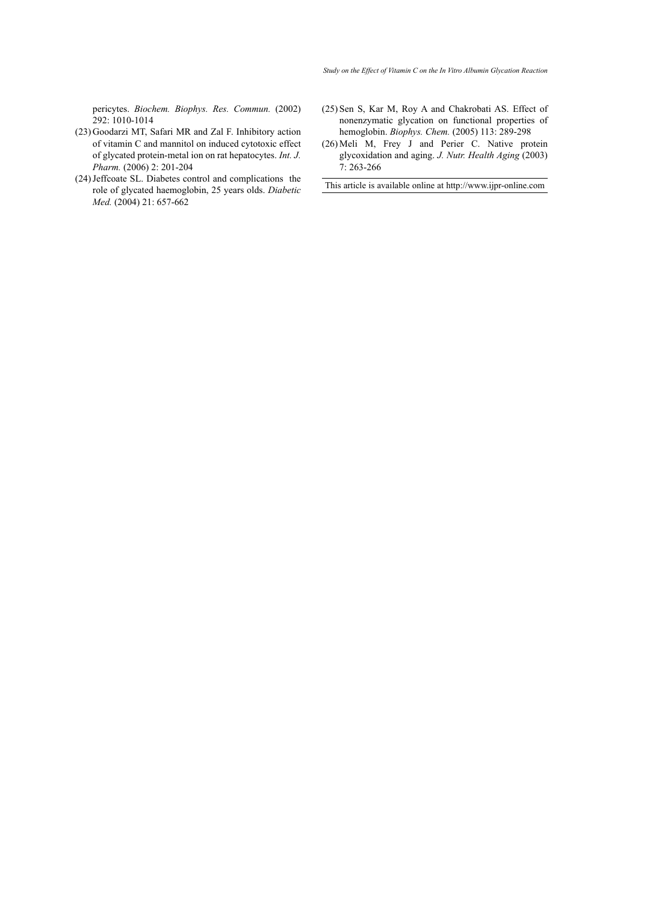pericytes. *Biochem. Biophys. Res. Commun.* (2002) 292: 1010-1014

(23) Goodarzi MT, Safari MR and Zal F. Inhibitory action of vitamin C and mannitol on induced cytotoxic effect of glycated protein-metal ion on rat hepatocytes. *Int. J. Pharm.* (2006) 2: 201-204

(24) Jeffcoate SL. Diabetes control and complications the role of glycated haemoglobin, 25 years olds. *Diabetic Med.* (2004) 21: 657-662

(25) Sen S, Kar M, Roy A and Chakrobati AS. Effect of nonenzymatic glycation on functional properties of hemoglobin. *Biophys. Chem.* (2005) 113: 289-298

(26) Meli M, Frey J and Perier C. Native protein glycoxidation and aging. *J. Nutr. Health Aging* (2003) 7: 263-266

This article is available online at http://www.ijpr-online.com